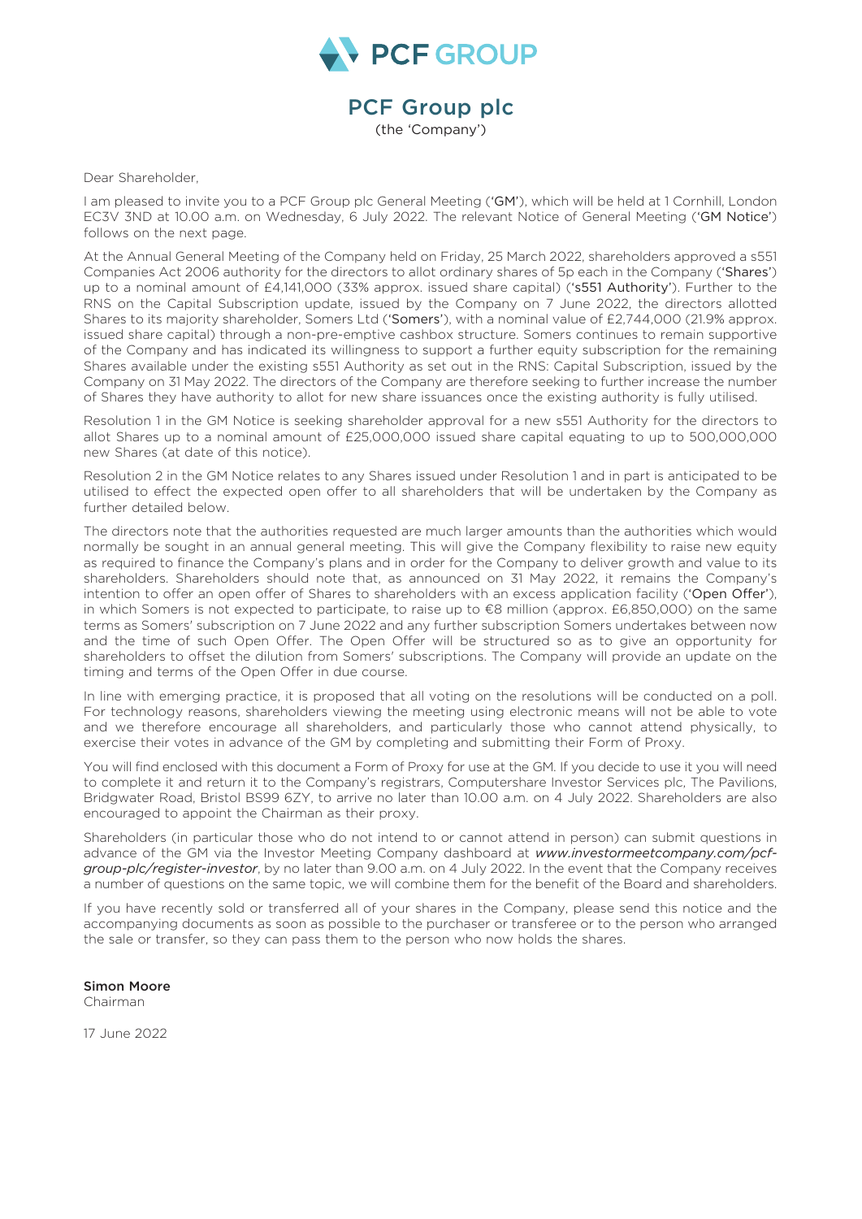PCF GROUP

# PCF Group plc

(the 'Company')

Dear Shareholder,

I am pleased to invite you to a PCF Group plc General Meeting ('**GM**'), which will be held at 1 Cornhill, London EC3V 3ND at 10.00 a.m. on Wednesday, 6 July 2022. The relevant Notice of General Meeting ('**GM Notice**') follows on the next page.

At the Annual General Meeting of the Company held on Friday, 25 March 2022, shareholders approved a s551 Companies Act 2006 authority for the directors to allot ordinary shares of 5p each in the Company ('**Shares**') up to a nominal amount of £4,141,000 (33% approx. issued share capital) ('**s551 Authority**'). Further to the RNS on the Capital Subscription update, issued by the Company on 7 June 2022, the directors allotted Shares to its majority shareholder, Somers Ltd ('**Somers**'), with a nominal value of £2,744,000 (21.9% approx. issued share capital) through a non-pre-emptive cashbox structure. Somers continues to remain supportive of the Company and has indicated its willingness to support a further equity subscription for the remaining Shares available under the existing s551 Authority as set out in the RNS: Capital Subscription, issued by the Company on 31 May 2022. The directors of the Company are therefore seeking to further increase the number of Shares they have authority to allot for new share issuances once the existing authority is fully utilised.

Resolution 1 in the GM Notice is seeking shareholder approval for a new s551 Authority for the directors to allot Shares up to a nominal amount of £25,000,000 issued share capital equating to up to 500,000,000 new Shares (at date of this notice).

Resolution 2 in the GM Notice relates to any Shares issued under Resolution 1 and in part is anticipated to be utilised to effect the expected open offer to all shareholders that will be undertaken by the Company as further detailed below.

The directors note that the authorities requested are much larger amounts than the authorities which would normally be sought in an annual general meeting. This will give the Company flexibility to raise new equity as required to finance the Company's plans and in order for the Company to deliver growth and value to its shareholders. Shareholders should note that, as announced on 31 May 2022, it remains the Company's intention to offer an open offer of Shares to shareholders with an excess application facility ('**Open Offer**'), in which Somers is not expected to participate, to raise up to €8 million (approx. £6,850,000) on the same terms as Somers' subscription on 7 June 2022 and any further subscription Somers undertakes between now and the time of such Open Offer. The Open Offer will be structured so as to give an opportunity for shareholders to offset the dilution from Somers' subscriptions. The Company will provide an update on the timing and terms of the Open Offer in due course.

In line with emerging practice, it is proposed that all voting on the resolutions will be conducted on a poll. For technology reasons, shareholders viewing the meeting using electronic means will not be able to vote and we therefore encourage all shareholders, and particularly those who cannot attend physically, to exercise their votes in advance of the GM by completing and submitting their Form of Proxy.

You will find enclosed with this document a Form of Proxy for use at the GM. If you decide to use it you will need to complete it and return it to the Company's registrars, Computershare Investor Services plc, The Pavilions, Bridgwater Road, Bristol BS99 6ZY, to arrive no later than 10.00 a.m. on 4 July 2022. Shareholders are also encouraged to appoint the Chairman as their proxy.

Shareholders (in particular those who do not intend to or cannot attend in person) can submit questions in advance of the GM via the Investor Meeting Company dashboard at *www.investormeetcompany.com/pcf-group-plc/register-investor*, by no later than 9.00 a.m. on 4 July 2022. In the event that the Company receives a number of questions on the same topic, we will combine them for the benefit of the Board and shareholders.

If you have recently sold or transferred all of your shares in the Company, please send this notice and the accompanying documents as soon as possible to the purchaser or transferee or to the person who arranged the sale or transfer, so they can pass them to the person who now holds the shares.

**Simon Moore**
Chairman

17 June 2022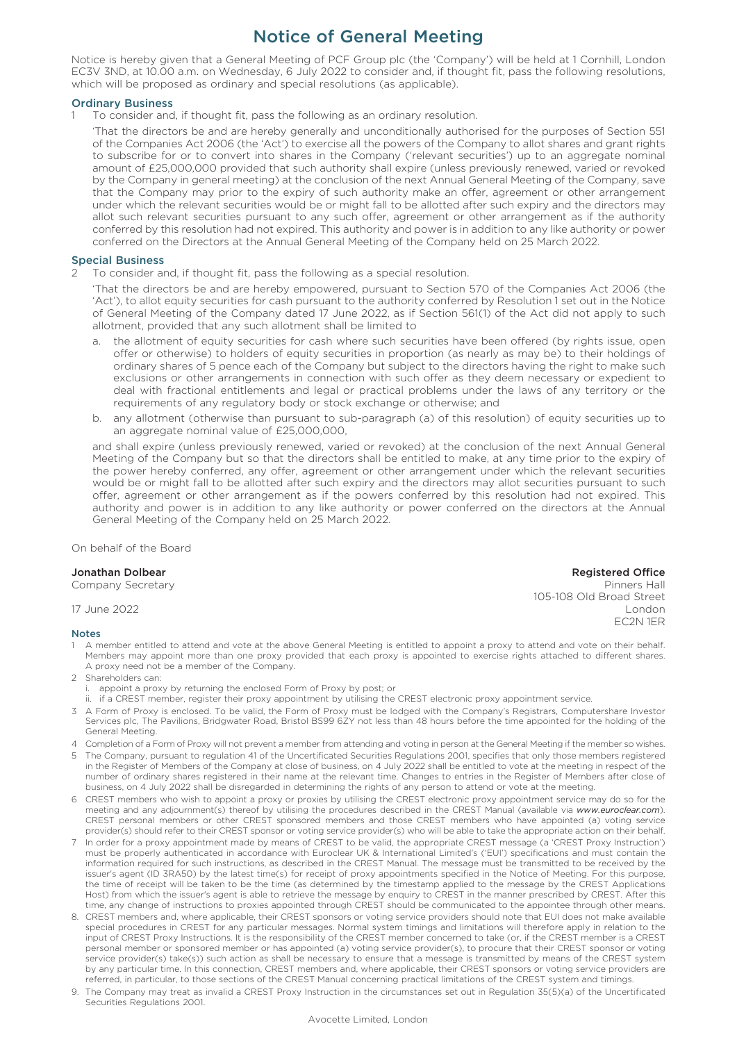# Notice of General Meeting

Notice is hereby given that a General Meeting of PCF Group plc (the 'Company') will be held at 1 Cornhill, London EC3V 3ND, at 10.00 a.m. on Wednesday, 6 July 2022 to consider and, if thought fit, pass the following resolutions, which will be proposed as ordinary and special resolutions (as applicable).

## Ordinary Business

1 To consider and, if thought fit, pass the following as an ordinary resolution.

'That the directors be and are hereby generally and unconditionally authorised for the purposes of Section 551 of the Companies Act 2006 (the 'Act') to exercise all the powers of the Company to allot shares and grant rights to subscribe for or to convert into shares in the Company ('relevant securities') up to an aggregate nominal amount of £25,000,000 provided that such authority shall expire (unless previously renewed, varied or revoked by the Company in general meeting) at the conclusion of the next Annual General Meeting of the Company, save that the Company may prior to the expiry of such authority make an offer, agreement or other arrangement under which the relevant securities would be or might fall to be allotted after such expiry and the directors may allot such relevant securities pursuant to any such offer, agreement or other arrangement as if the authority conferred by this resolution had not expired. This authority and power is in addition to any like authority or power conferred on the Directors at the Annual General Meeting of the Company held on 25 March 2022.

## Special Business

2 To consider and, if thought fit, pass the following as a special resolution.

'That the directors be and are hereby empowered, pursuant to Section 570 of the Companies Act 2006 (the 'Act'), to allot equity securities for cash pursuant to the authority conferred by Resolution 1 set out in the Notice of General Meeting of the Company dated 17 June 2022, as if Section 561(1) of the Act did not apply to such allotment, provided that any such allotment shall be limited to

a. the allotment of equity securities for cash where such securities have been offered (by rights issue, open offer or otherwise) to holders of equity securities in proportion (as nearly as may be) to their holdings of ordinary shares of 5 pence each of the Company but subject to the directors having the right to make such exclusions or other arrangements in connection with such offer as they deem necessary or expedient to deal with fractional entitlements and legal or practical problems under the laws of any territory or the requirements of any regulatory body or stock exchange or otherwise; and

b. any allotment (otherwise than pursuant to sub-paragraph (a) of this resolution) of equity securities up to an aggregate nominal value of £25,000,000,

and shall expire (unless previously renewed, varied or revoked) at the conclusion of the next Annual General Meeting of the Company but so that the directors shall be entitled to make, at any time prior to the expiry of the power hereby conferred, any offer, agreement or other arrangement under which the relevant securities would be or might fall to be allotted after such expiry and the directors may allot securities pursuant to such offer, agreement or other arrangement as if the powers conferred by this resolution had not expired. This authority and power is in addition to any like authority or power conferred on the directors at the Annual General Meeting of the Company held on 25 March 2022.

On behalf of the Board

**Jonathan Dolbear**
Company Secretary

17 June 2022

**Registered Office**
Pinners Hall
105-108 Old Broad Street
London
EC2N 1ER

## Notes

1 A member entitled to attend and vote at the above General Meeting is entitled to appoint a proxy to attend and vote on their behalf. Members may appoint more than one proxy provided that each proxy is appointed to exercise rights attached to different shares. A proxy need not be a member of the Company.

2 Shareholders can:
   i. appoint a proxy by returning the enclosed Form of Proxy by post; or
   ii. if a CREST member, register their proxy appointment by utilising the CREST electronic proxy appointment service.

3 A Form of Proxy is enclosed. To be valid, the Form of Proxy must be lodged with the Company's Registrars, Computershare Investor Services plc, The Pavilions, Bridgwater Road, Bristol BS99 6ZY not less than 48 hours before the time appointed for the holding of the General Meeting.

4 Completion of a Form of Proxy will not prevent a member from attending and voting in person at the General Meeting if the member so wishes.

5 The Company, pursuant to regulation 41 of the Uncertificated Securities Regulations 2001, specifies that only those members registered in the Register of Members of the Company at close of business, on 4 July 2022 shall be entitled to vote at the meeting in respect of the number of ordinary shares registered in their name at the relevant time. Changes to entries in the Register of Members after close of business, on 4 July 2022 shall be disregarded in determining the rights of any person to attend or vote at the meeting.

6 CREST members who wish to appoint a proxy or proxies by utilising the CREST electronic proxy appointment service may do so for the meeting and any adjournment(s) thereof by utilising the procedures described in the CREST Manual (available via *www.euroclear.com*). CREST personal members or other CREST sponsored members and those CREST members who have appointed (a) voting service provider(s) should refer to their CREST sponsor or voting service provider(s) who will be able to take the appropriate action on their behalf.

7 In order for a proxy appointment made by means of CREST to be valid, the appropriate CREST message (a 'CREST Proxy Instruction') must be properly authenticated in accordance with Euroclear UK & International Limited's ('EUI') specifications and must contain the information required for such instructions, as described in the CREST Manual. The message must be transmitted to be received by the issuer's agent (ID 3RA50) by the latest time(s) for receipt of proxy appointments specified in the Notice of Meeting. For this purpose, the time of receipt will be taken to be the time (as determined by the timestamp applied to the message by the CREST Applications Host) from which the issuer's agent is able to retrieve the message by enquiry to CREST in the manner prescribed by CREST. After this time, any change of instructions to proxies appointed through CREST should be communicated to the appointee through other means.

8. CREST members and, where applicable, their CREST sponsors or voting service providers should note that EUI does not make available special procedures in CREST for any particular messages. Normal system timings and limitations will therefore apply in relation to the input of CREST Proxy Instructions. It is the responsibility of the CREST member concerned to take (or, if the CREST member is a CREST personal member or sponsored member or has appointed (a) voting service provider(s), to procure that their CREST sponsor or voting service provider(s) take(s)) such action as shall be necessary to ensure that a message is transmitted by means of the CREST system by any particular time. In this connection, CREST members and, where applicable, their CREST sponsors or voting service providers are referred, in particular, to those sections of the CREST Manual concerning practical limitations of the CREST system and timings.

9. The Company may treat as invalid a CREST Proxy Instruction in the circumstances set out in Regulation 35(5)(a) of the Uncertificated Securities Regulations 2001.

Avocette Limited, London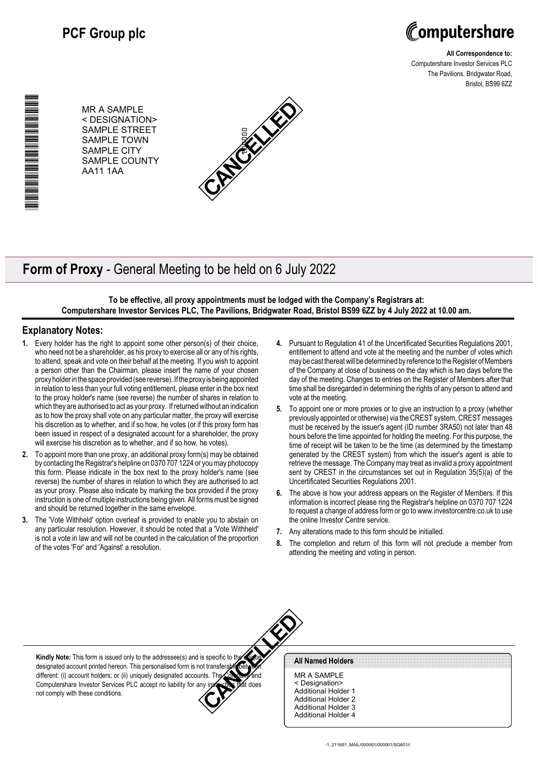# PCF Group plc

Computershare

**All Correspondence to:**
Computershare Investor Services PLC
The Pavilions, Bridgwater Road,
Bristol, BS99 6ZZ

MR A SAMPLE
< DESIGNATION>
SAMPLE STREET
SAMPLE TOWN
SAMPLE CITY
SAMPLE COUNTY
AA11 1AA

CANCELLED

## **Form of Proxy** - General Meeting to be held on 6 July 2022

**To be effective, all proxy appointments must be lodged with the Company's Registrars at: Computershare Investor Services PLC, The Pavilions, Bridgwater Road, Bristol BS99 6ZZ by 4 July 2022 at 10.00 am.**

## Explanatory Notes:

1. Every holder has the right to appoint some other person(s) of their choice, who need not be a shareholder, as his proxy to exercise all or any of his rights, to attend, speak and vote on their behalf at the meeting. If you wish to appoint a person other than the Chairman, please insert the name of your chosen proxy holder in the space provided (see reverse). If the proxy is being appointed in relation to less than your full voting entitlement, please enter in the box next to the proxy holder's name (see reverse) the number of shares in relation to which they are authorised to act as your proxy. If returned without an indication as to how the proxy shall vote on any particular matter, the proxy will exercise his discretion as to whether, and if so how, he votes (or if this proxy form has been issued in respect of a designated account for a shareholder, the proxy will exercise his discretion as to whether, and if so how, he votes).
2. To appoint more than one proxy, an additional proxy form(s) may be obtained by contacting the Registrar's helpline on 0370 707 1224 or you may photocopy this form. Please indicate in the box next to the proxy holder's name (see reverse) the number of shares in relation to which they are authorised to act as your proxy. Please also indicate by marking the box provided if the proxy instruction is one of multiple instructions being given. All forms must be signed and should be returned together in the same envelope.
3. The 'Vote Withheld' option overleaf is provided to enable you to abstain on any particular resolution. However, it should be noted that a 'Vote Withheld' is not a vote in law and will not be counted in the calculation of the proportion of the votes 'For' and 'Against' a resolution.
4. Pursuant to Regulation 41 of the Uncertificated Securities Regulations 2001, entitlement to attend and vote at the meeting and the number of votes which may be cast thereat will be determined by reference to the Register of Members of the Company at close of business on the day which is two days before the day of the meeting. Changes to entries on the Register of Members after that time shall be disregarded in determining the rights of any person to attend and vote at the meeting.
5. To appoint one or more proxies or to give an instruction to a proxy (whether previously appointed or otherwise) via the CREST system, CREST messages must be received by the issuer's agent (ID number 3RA50) not later than 48 hours before the time appointed for holding the meeting. For this purpose, the time of receipt will be taken to be the time (as determined by the timestamp generated by the CREST system) from which the issuer's agent is able to retrieve the message. The Company may treat as invalid a proxy appointment sent by CREST in the circumstances set out in Regulation 35(5)(a) of the Uncertificated Securities Regulations 2001.
6. The above is how your address appears on the Register of Members. If this information is incorrect please ring the Registrar's helpline on 0370 707 1224 to request a change of address form or go to www.investorcentre.co.uk to use the online Investor Centre service.
7. Any alterations made to this form should be initialled.
8. The completion and return of this form will not preclude a member from attending the meeting and voting in person.

**Kindly Note:** This form is issued only to the addressee(s) and is specific to the unique designated account printed hereon. This personalised form is not transferable between different: (i) account holders; or (ii) uniquely designated accounts. The Company and Computershare Investor Services PLC accept no liability for any instruction that does not comply with these conditions.

CANCELLED

**All Named Holders**

MR A SAMPLE
< Designation>
Additional Holder 1
Additional Holder 2
Additional Holder 3
Additional Holder 4

-1_211691_MAIL/000001/000001/SG601/i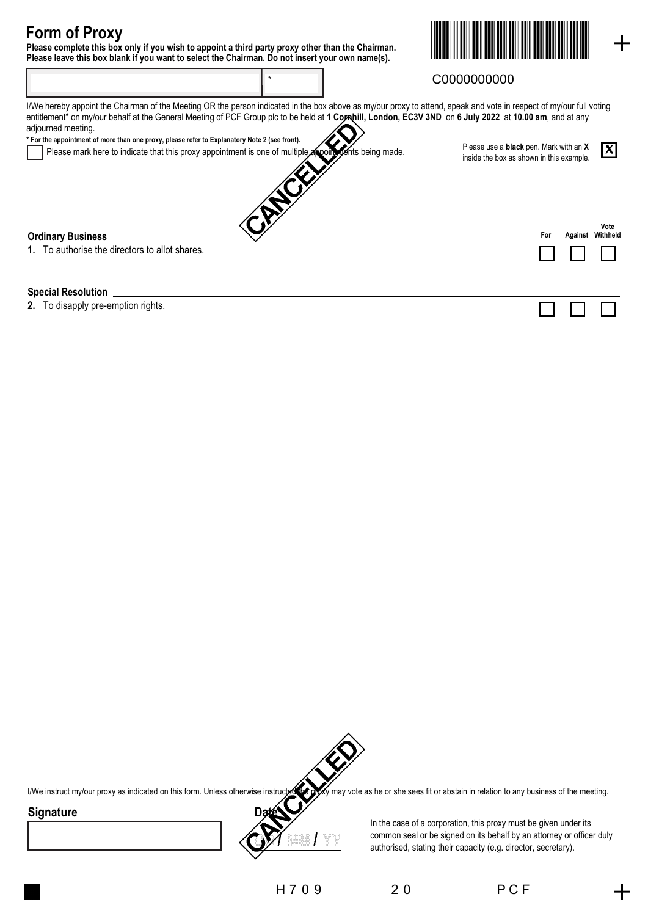# Form of Proxy

**Please complete this box only if you wish to appoint a third party proxy other than the Chairman.**
**Please leave this box blank if you want to select the Chairman. Do not insert your own name(s).**

| | * |
|---|---|
| | |

C0000000000

I/We hereby appoint the Chairman of the Meeting OR the person indicated in the box above as my/our proxy to attend, speak and vote in respect of my/our full voting entitlement* on my/our behalf at the General Meeting of PCF Group plc to be held at **1 Cornhill, London, EC3V 3ND** on **6 July 2022** at **10.00 am**, and at any adjourned meeting.

**\* For the appointment of more than one proxy, please refer to Explanatory Note 2 (see front).**

☐ Please mark here to indicate that this proxy appointment is one of multiple appointments being made.

Please use a **black** pen. Mark with an **X** inside the box as shown in this example. ☒

CANCELLED

| | For | Against | Vote Withheld |
|---|---|---|---|
| **Ordinary Business** | | | |
| **1.** To authorise the directors to allot shares. | ☐ | ☐ | ☐ |
| **Special Resolution** | | | |
| **2.** To disapply pre-emption rights. | ☐ | ☐ | ☐ |

I/We instruct my/our proxy as indicated on this form. Unless otherwise instructed the proxy may vote as he or she sees fit or abstain in relation to any business of the meeting.

**Signature**

**Date**

DD / MM / YY

CANCELLED

In the case of a corporation, this proxy must be given under its common seal or be signed on its behalf by an attorney or officer duly authorised, stating their capacity (e.g. director, secretary).

H709 20 PCF